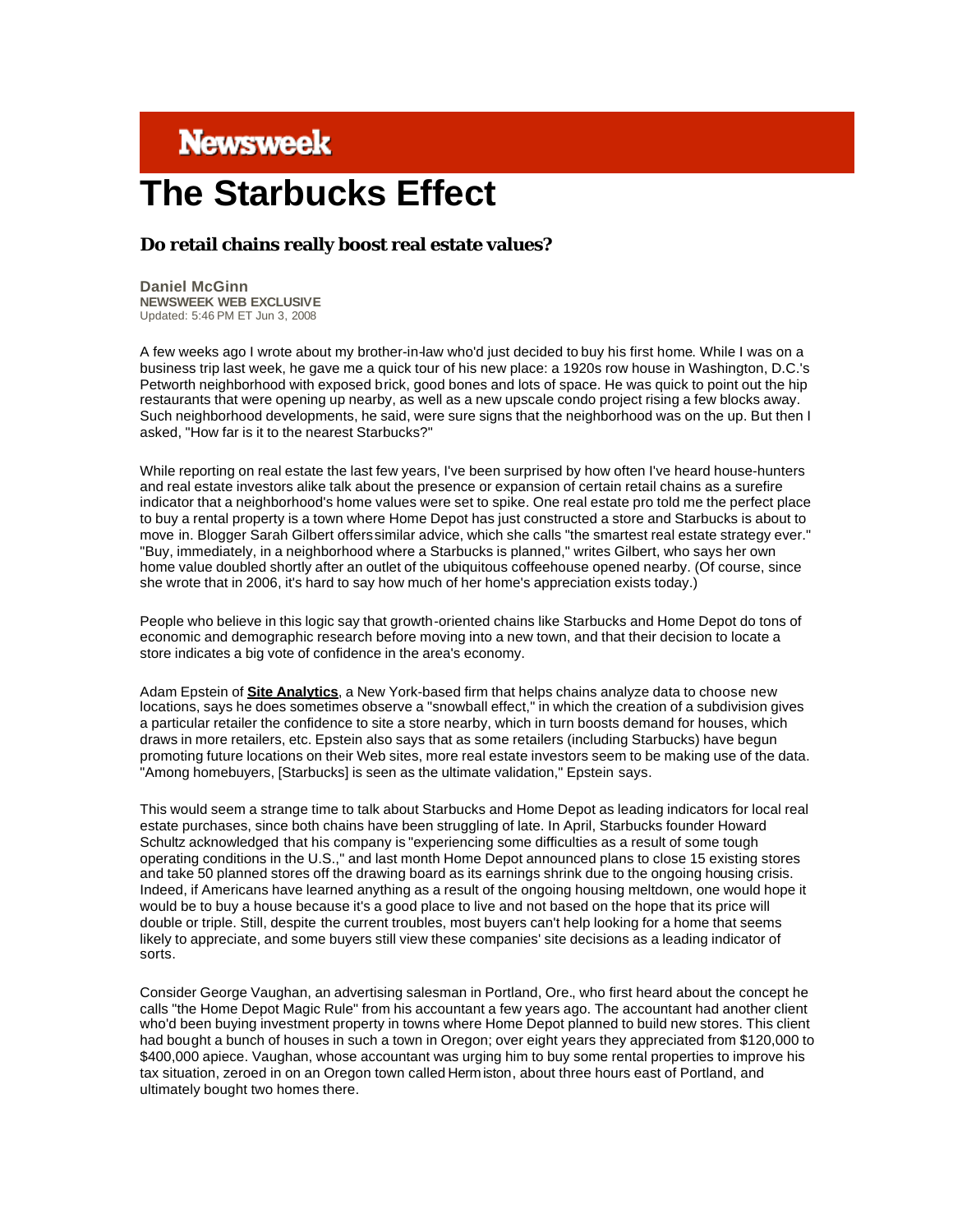**Newsweek**

# The Starbucks Effect

### Do retail chains really boost real estate values?

**Daniel McGinn**
**NEWSWEEK WEB EXCLUSIVE**
Updated: 5:46 PM ET Jun 3, 2008

A few weeks ago I wrote about my brother-in-law who'd just decided to buy his first home. While I was on a business trip last week, he gave me a quick tour of his new place: a 1920s row house in Washington, D.C.'s Petworth neighborhood with exposed brick, good bones and lots of space. He was quick to point out the hip restaurants that were opening up nearby, as well as a new upscale condo project rising a few blocks away. Such neighborhood developments, he said, were sure signs that the neighborhood was on the up. But then I asked, "How far is it to the nearest Starbucks?"

While reporting on real estate the last few years, I've been surprised by how often I've heard house-hunters and real estate investors alike talk about the presence or expansion of certain retail chains as a surefire indicator that a neighborhood's home values were set to spike. One real estate pro told me the perfect place to buy a rental property is a town where Home Depot has just constructed a store and Starbucks is about to move in. Blogger Sarah Gilbert offers similar advice, which she calls "the smartest real estate strategy ever." "Buy, immediately, in a neighborhood where a Starbucks is planned," writes Gilbert, who says her own home value doubled shortly after an outlet of the ubiquitous coffeehouse opened nearby. (Of course, since she wrote that in 2006, it's hard to say how much of her home's appreciation exists today.)

People who believe in this logic say that growth-oriented chains like Starbucks and Home Depot do tons of economic and demographic research before moving into a new town, and that their decision to locate a store indicates a big vote of confidence in the area's economy.

Adam Epstein of **Site Analytics**, a New York-based firm that helps chains analyze data to choose new locations, says he does sometimes observe a "snowball effect," in which the creation of a subdivision gives a particular retailer the confidence to site a store nearby, which in turn boosts demand for houses, which draws in more retailers, etc. Epstein also says that as some retailers (including Starbucks) have begun promoting future locations on their Web sites, more real estate investors seem to be making use of the data. "Among homebuyers, [Starbucks] is seen as the ultimate validation," Epstein says.

This would seem a strange time to talk about Starbucks and Home Depot as leading indicators for local real estate purchases, since both chains have been struggling of late. In April, Starbucks founder Howard Schultz acknowledged that his company is "experiencing some difficulties as a result of some tough operating conditions in the U.S.," and last month Home Depot announced plans to close 15 existing stores and take 50 planned stores off the drawing board as its earnings shrink due to the ongoing housing crisis. Indeed, if Americans have learned anything as a result of the ongoing housing meltdown, one would hope it would be to buy a house because it's a good place to live and not based on the hope that its price will double or triple. Still, despite the current troubles, most buyers can't help looking for a home that seems likely to appreciate, and some buyers still view these companies' site decisions as a leading indicator of sorts.

Consider George Vaughan, an advertising salesman in Portland, Ore., who first heard about the concept he calls "the Home Depot Magic Rule" from his accountant a few years ago. The accountant had another client who'd been buying investment property in towns where Home Depot planned to build new stores. This client had bought a bunch of houses in such a town in Oregon; over eight years they appreciated from $120,000 to $400,000 apiece. Vaughan, whose accountant was urging him to buy some rental properties to improve his tax situation, zeroed in on an Oregon town called Hermiston, about three hours east of Portland, and ultimately bought two homes there.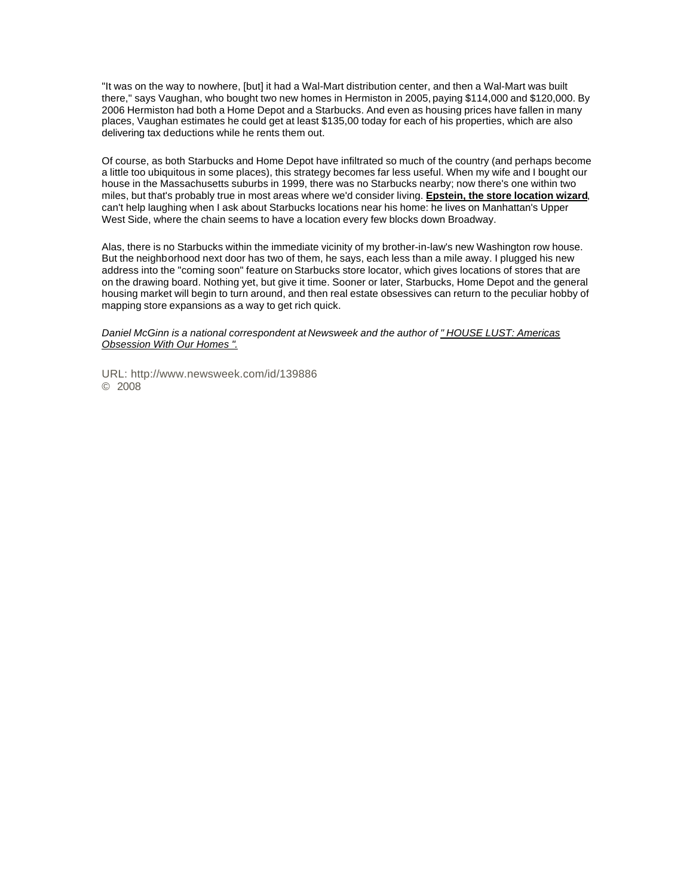"It was on the way to nowhere, [but] it had a Wal-Mart distribution center, and then a Wal-Mart was built there," says Vaughan, who bought two new homes in Hermiston in 2005, paying $114,000 and $120,000. By 2006 Hermiston had both a Home Depot and a Starbucks. And even as housing prices have fallen in many places, Vaughan estimates he could get at least $135,00 today for each of his properties, which are also delivering tax deductions while he rents them out.

Of course, as both Starbucks and Home Depot have infiltrated so much of the country (and perhaps become a little too ubiquitous in some places), this strategy becomes far less useful. When my wife and I bought our house in the Massachusetts suburbs in 1999, there was no Starbucks nearby; now there's one within two miles, but that's probably true in most areas where we'd consider living. **Epstein, the store location wizard**, can't help laughing when I ask about Starbucks locations near his home: he lives on Manhattan's Upper West Side, where the chain seems to have a location every few blocks down Broadway.

Alas, there is no Starbucks within the immediate vicinity of my brother-in-law's new Washington row house. But the neighborhood next door has two of them, he says, each less than a mile away. I plugged his new address into the "coming soon" feature on Starbucks store locator, which gives locations of stores that are on the drawing board. Nothing yet, but give it time. Sooner or later, Starbucks, Home Depot and the general housing market will begin to turn around, and then real estate obsessives can return to the peculiar hobby of mapping store expansions as a way to get rich quick.

*Daniel McGinn is a national correspondent at Newsweek and the author of " HOUSE LUST: Americas Obsession With Our Homes ".*

URL: http://www.newsweek.com/id/139886
© 2008